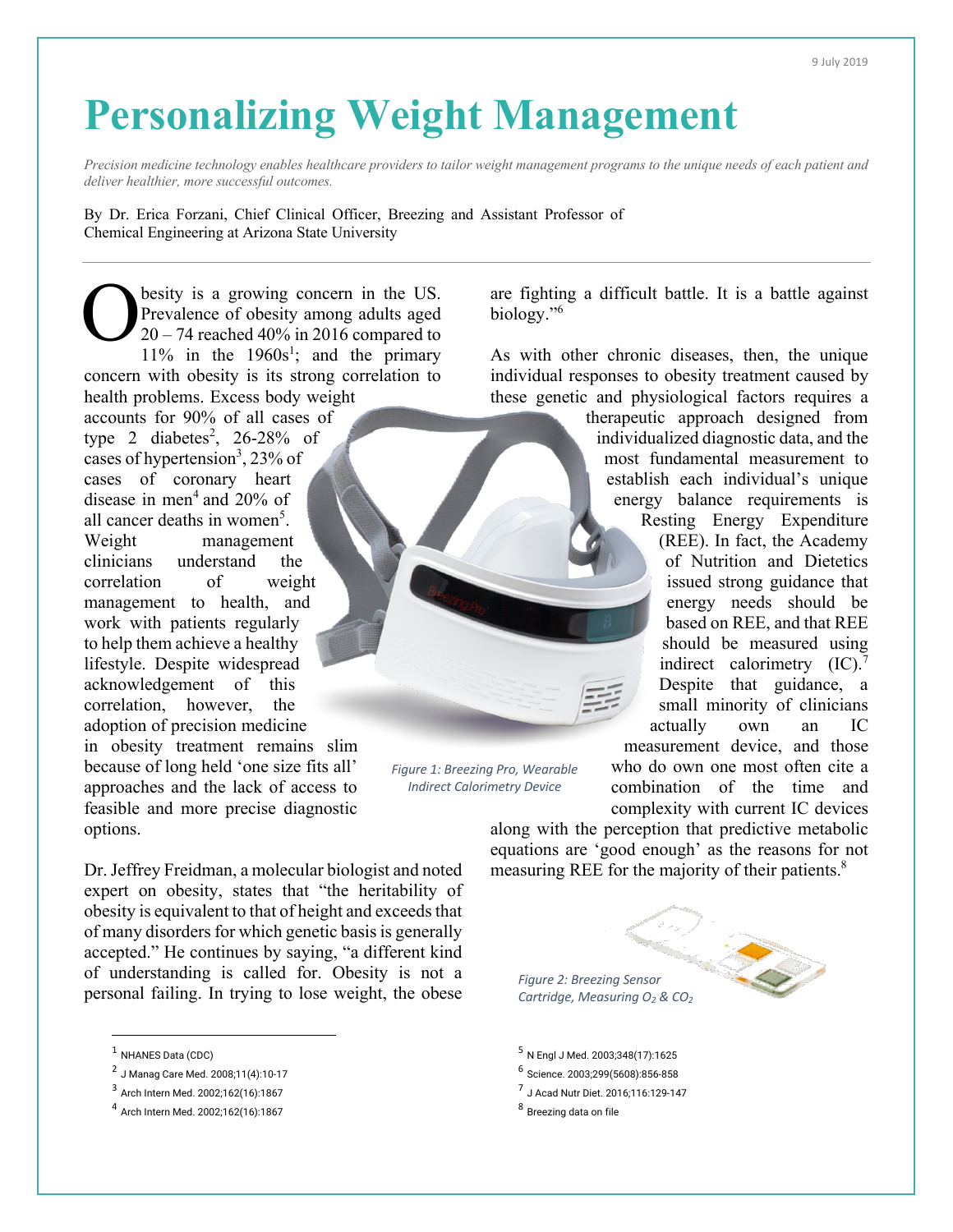9 July 2019

# Personalizing Weight Management

*Precision medicine technology enables healthcare providers to tailor weight management programs to the unique needs of each patient and deliver healthier, more successful outcomes.*

By Dr. Erica Forzani, Chief Clinical Officer, Breezing and Assistant Professor of Chemical Engineering at Arizona State University

---

Obesity is a growing concern in the US. Prevalence of obesity among adults aged 20 – 74 reached 40% in 2016 compared to 11% in the 1960s[1]; and the primary concern with obesity is its strong correlation to health problems. Excess body weight accounts for 90% of all cases of type 2 diabetes[2], 26-28% of cases of hypertension[3], 23% of cases of coronary heart disease in men[4] and 20% of all cancer deaths in women[5]. Weight management clinicians understand the correlation of weight management to health, and work with patients regularly to help them achieve a healthy lifestyle. Despite widespread acknowledgement of this correlation, however, the adoption of precision medicine in obesity treatment remains slim because of long held 'one size fits all' approaches and the lack of access to feasible and more precise diagnostic options.

Dr. Jeffrey Freidman, a molecular biologist and noted expert on obesity, states that "the heritability of obesity is equivalent to that of height and exceeds that of many disorders for which genetic basis is generally accepted." He continues by saying, "a different kind of understanding is called for. Obesity is not a personal failing. In trying to lose weight, the obese are fighting a difficult battle. It is a battle against biology."[6]

*Figure 1: Breezing Pro, Wearable Indirect Calorimetry Device*

As with other chronic diseases, then, the unique individual responses to obesity treatment caused by these genetic and physiological factors requires a therapeutic approach designed from individualized diagnostic data, and the most fundamental measurement to establish each individual's unique energy balance requirements is Resting Energy Expenditure (REE). In fact, the Academy of Nutrition and Dietetics issued strong guidance that energy needs should be based on REE, and that REE should be measured using indirect calorimetry (IC).[7] Despite that guidance, a small minority of clinicians actually own an IC measurement device, and those who do own one most often cite a combination of the time and complexity with current IC devices along with the perception that predictive metabolic equations are 'good enough' as the reasons for not measuring REE for the majority of their patients.[8]

*Figure 2: Breezing Sensor Cartridge, Measuring $O_2$ & $CO_2$*

---

[1] NHANES Data (CDC)

[2] J Manag Care Med. 2008;11(4):10-17

[3] Arch Intern Med. 2002;162(16):1867

[4] Arch Intern Med. 2002;162(16):1867

[5] N Engl J Med. 2003;348(17):1625

[6] Science. 2003;299(5608):856-858

[7] J Acad Nutr Diet. 2016;116:129-147

[8] Breezing data on file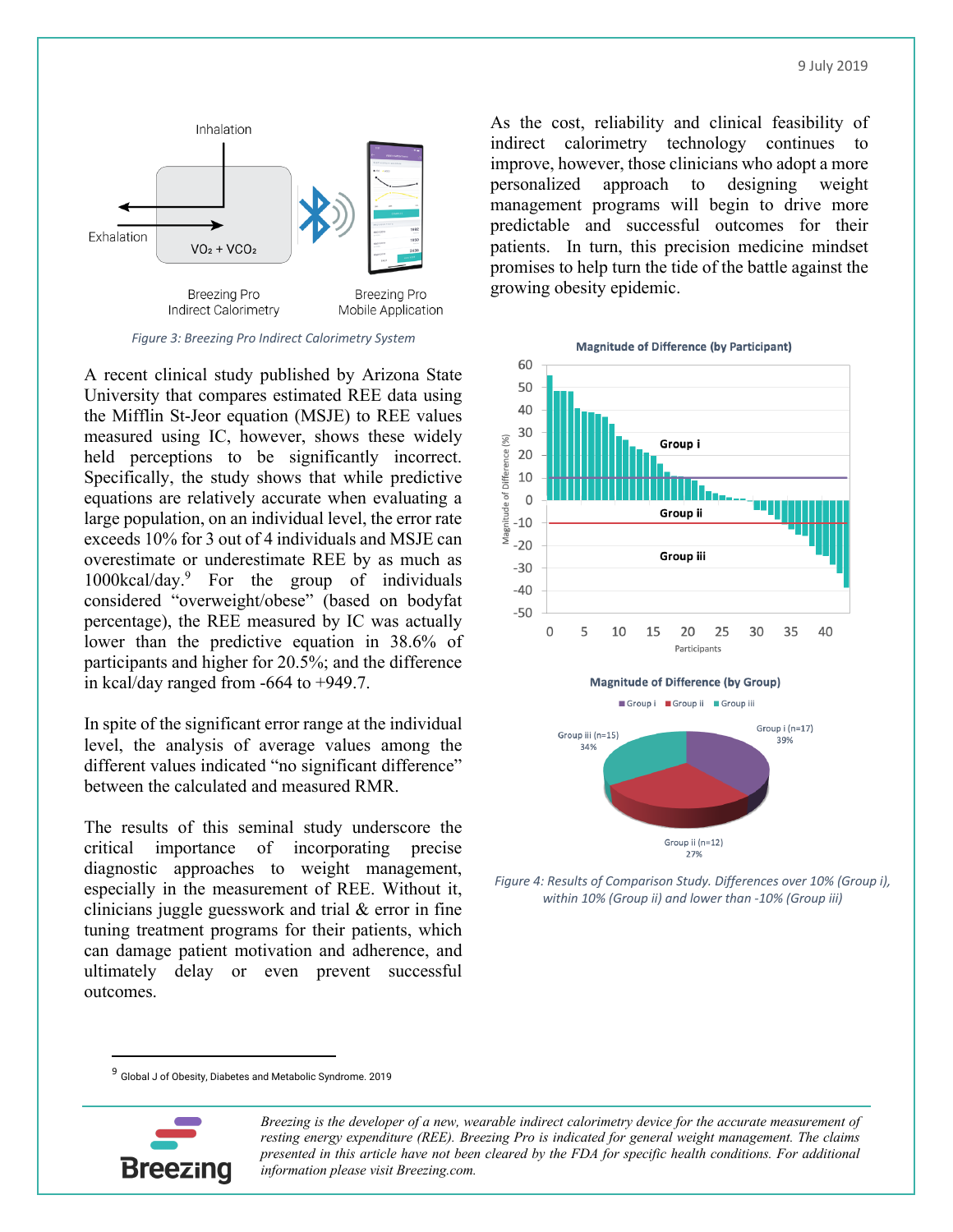Inhalation

Exhalation

$VO_2 + VCO_2$

Breezing Pro
Indirect Calorimetry

Breezing Pro
Mobile Application

*Figure 3: Breezing Pro Indirect Calorimetry System*

A recent clinical study published by Arizona State University that compares estimated REE data using the Mifflin St-Jeor equation (MSJE) to REE values measured using IC, however, shows these widely held perceptions to be significantly incorrect. Specifically, the study shows that while predictive equations are relatively accurate when evaluating a large population, on an individual level, the error rate exceeds 10% for 3 out of 4 individuals and MSJE can overestimate or underestimate REE by as much as 1000kcal/day.[9] For the group of individuals considered "overweight/obese" (based on bodyfat percentage), the REE measured by IC was actually lower than the predictive equation in 38.6% of participants and higher for 20.5%; and the difference in kcal/day ranged from -664 to +949.7.

In spite of the significant error range at the individual level, the analysis of average values among the different values indicated "no significant difference" between the calculated and measured RMR.

The results of this seminal study underscore the critical importance of incorporating precise diagnostic approaches to weight management, especially in the measurement of REE. Without it, clinicians juggle guesswork and trial & error in fine tuning treatment programs for their patients, which can damage patient motivation and adherence, and ultimately delay or even prevent successful outcomes.

As the cost, reliability and clinical feasibility of indirect calorimetry technology continues to improve, however, those clinicians who adopt a more personalized approach to designing weight management programs will begin to drive more predictable and successful outcomes for their patients. In turn, this precision medicine mindset promises to help turn the tide of the battle against the growing obesity epidemic.

Magnitude of Difference (by Participant)

Magnitude of Difference (%)

60
50
40
30
20
10
0
-10
-20
-30
-40
-50

Group i
Group ii
Group iii

0 5 10 15 20 25 30 35 40

Participants

Magnitude of Difference (by Group)

Group i
Group ii
Group iii

Group iii (n=15)
34%

Group i (n=17)
39%

Group ii (n=12)
27%

*Figure 4: Results of Comparison Study. Differences over 10% (Group i), within 10% (Group ii) and lower than -10% (Group iii)*

[9] Global J of Obesity, Diabetes and Metabolic Syndrome. 2019

*Breezing is the developer of a new, wearable indirect calorimetry device for the accurate measurement of resting energy expenditure (REE). Breezing Pro is indicated for general weight management. The claims presented in this article have not been cleared by the FDA for specific health conditions. For additional information please visit Breezing.com.*